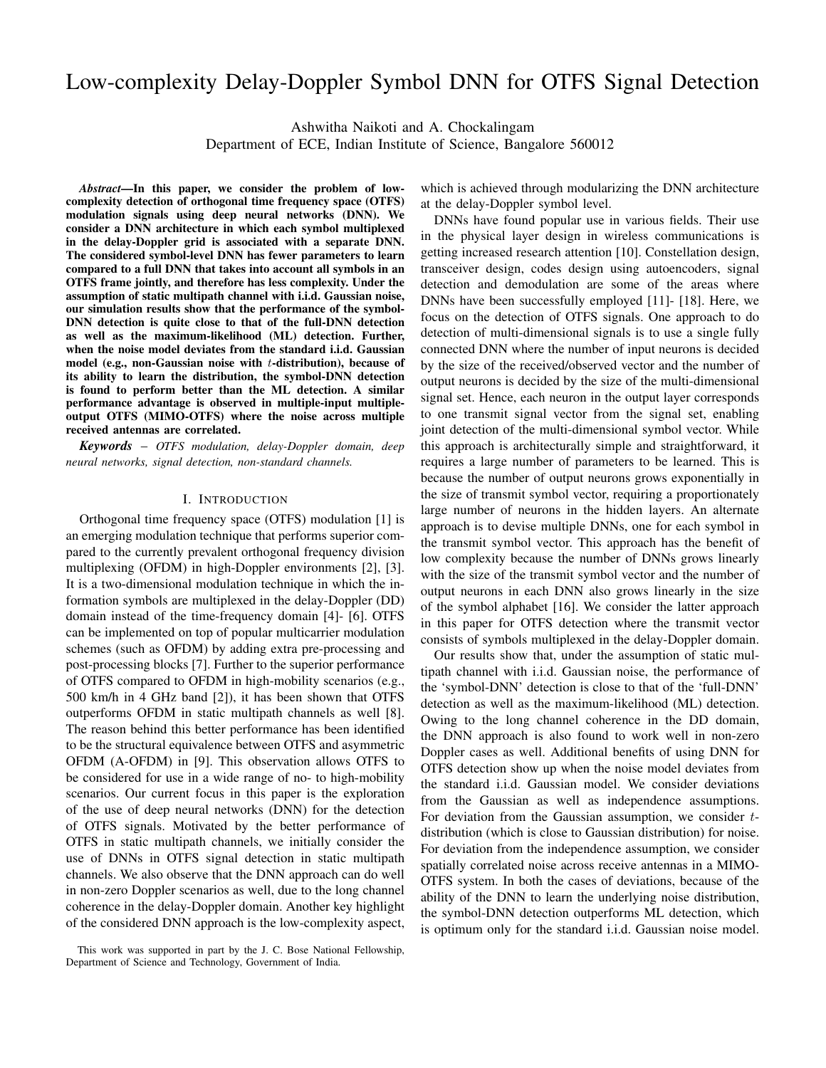# Low-complexity Delay-Doppler Symbol DNN for OTFS Signal Detection

Ashwitha Naikoti and A. Chockalingam
Department of ECE, Indian Institute of Science, Bangalore 560012

***Abstract*—In this paper, we consider the problem of low-complexity detection of orthogonal time frequency space (OTFS) modulation signals using deep neural networks (DNN). We consider a DNN architecture in which each symbol multiplexed in the delay-Doppler grid is associated with a separate DNN. The considered symbol-level DNN has fewer parameters to learn compared to a full DNN that takes into account all symbols in an OTFS frame jointly, and therefore has less complexity. Under the assumption of static multipath channel with i.i.d. Gaussian noise, our simulation results show that the performance of the symbol-DNN detection is quite close to that of the full-DNN detection as well as the maximum-likelihood (ML) detection. Further, when the noise model deviates from the standard i.i.d. Gaussian model (e.g., non-Gaussian noise with $t$-distribution), because of its ability to learn the distribution, the symbol-DNN detection is found to perform better than the ML detection. A similar performance advantage is observed in multiple-input multiple-output OTFS (MIMO-OTFS) where the noise across multiple received antennas are correlated.**

***Keywords*** – *OTFS modulation, delay-Doppler domain, deep neural networks, signal detection, non-standard channels.*

## I. Introduction

Orthogonal time frequency space (OTFS) modulation [1] is an emerging modulation technique that performs superior compared to the currently prevalent orthogonal frequency division multiplexing (OFDM) in high-Doppler environments [2], [3]. It is a two-dimensional modulation technique in which the information symbols are multiplexed in the delay-Doppler (DD) domain instead of the time-frequency domain [4]- [6]. OTFS can be implemented on top of popular multicarrier modulation schemes (such as OFDM) by adding extra pre-processing and post-processing blocks [7]. Further to the superior performance of OTFS compared to OFDM in high-mobility scenarios (e.g., 500 km/h in 4 GHz band [2]), it has been shown that OTFS outperforms OFDM in static multipath channels as well [8]. The reason behind this better performance has been identified to be the structural equivalence between OTFS and asymmetric OFDM (A-OFDM) in [9]. This observation allows OTFS to be considered for use in a wide range of no- to high-mobility scenarios. Our current focus in this paper is the exploration of the use of deep neural networks (DNN) for the detection of OTFS signals. Motivated by the better performance of OTFS in static multipath channels, we initially consider the use of DNNs in OTFS signal detection in static multipath channels. We also observe that the DNN approach can do well in non-zero Doppler scenarios as well, due to the long channel coherence in the delay-Doppler domain. Another key highlight of the considered DNN approach is the low-complexity aspect, which is achieved through modularizing the DNN architecture at the delay-Doppler symbol level.

DNNs have found popular use in various fields. Their use in the physical layer design in wireless communications is getting increased research attention [10]. Constellation design, transceiver design, codes design using autoencoders, signal detection and demodulation are some of the areas where DNNs have been successfully employed [11]- [18]. Here, we focus on the detection of OTFS signals. One approach to do detection of multi-dimensional signals is to use a single fully connected DNN where the number of input neurons is decided by the size of the received/observed vector and the number of output neurons is decided by the size of the multi-dimensional signal set. Hence, each neuron in the output layer corresponds to one transmit signal vector from the signal set, enabling joint detection of the multi-dimensional symbol vector. While this approach is architecturally simple and straightforward, it requires a large number of parameters to be learned. This is because the number of output neurons grows exponentially in the size of transmit symbol vector, requiring a proportionately large number of neurons in the hidden layers. An alternate approach is to devise multiple DNNs, one for each symbol in the transmit symbol vector. This approach has the benefit of low complexity because the number of DNNs grows linearly with the size of the transmit symbol vector and the number of output neurons in each DNN also grows linearly in the size of the symbol alphabet [16]. We consider the latter approach in this paper for OTFS detection where the transmit vector consists of symbols multiplexed in the delay-Doppler domain.

Our results show that, under the assumption of static multipath channel with i.i.d. Gaussian noise, the performance of the 'symbol-DNN' detection is close to that of the 'full-DNN' detection as well as the maximum-likelihood (ML) detection. Owing to the long channel coherence in the DD domain, the DNN approach is also found to work well in non-zero Doppler cases as well. Additional benefits of using DNN for OTFS detection show up when the noise model deviates from the standard i.i.d. Gaussian model. We consider deviations from the Gaussian as well as independence assumptions. For deviation from the Gaussian assumption, we consider $t$-distribution (which is close to Gaussian distribution) for noise. For deviation from the independence assumption, we consider spatially correlated noise across receive antennas in a MIMO-OTFS system. In both the cases of deviations, because of the ability of the DNN to learn the underlying noise distribution, the symbol-DNN detection outperforms ML detection, which is optimum only for the standard i.i.d. Gaussian noise model.

This work was supported in part by the J. C. Bose National Fellowship, Department of Science and Technology, Government of India.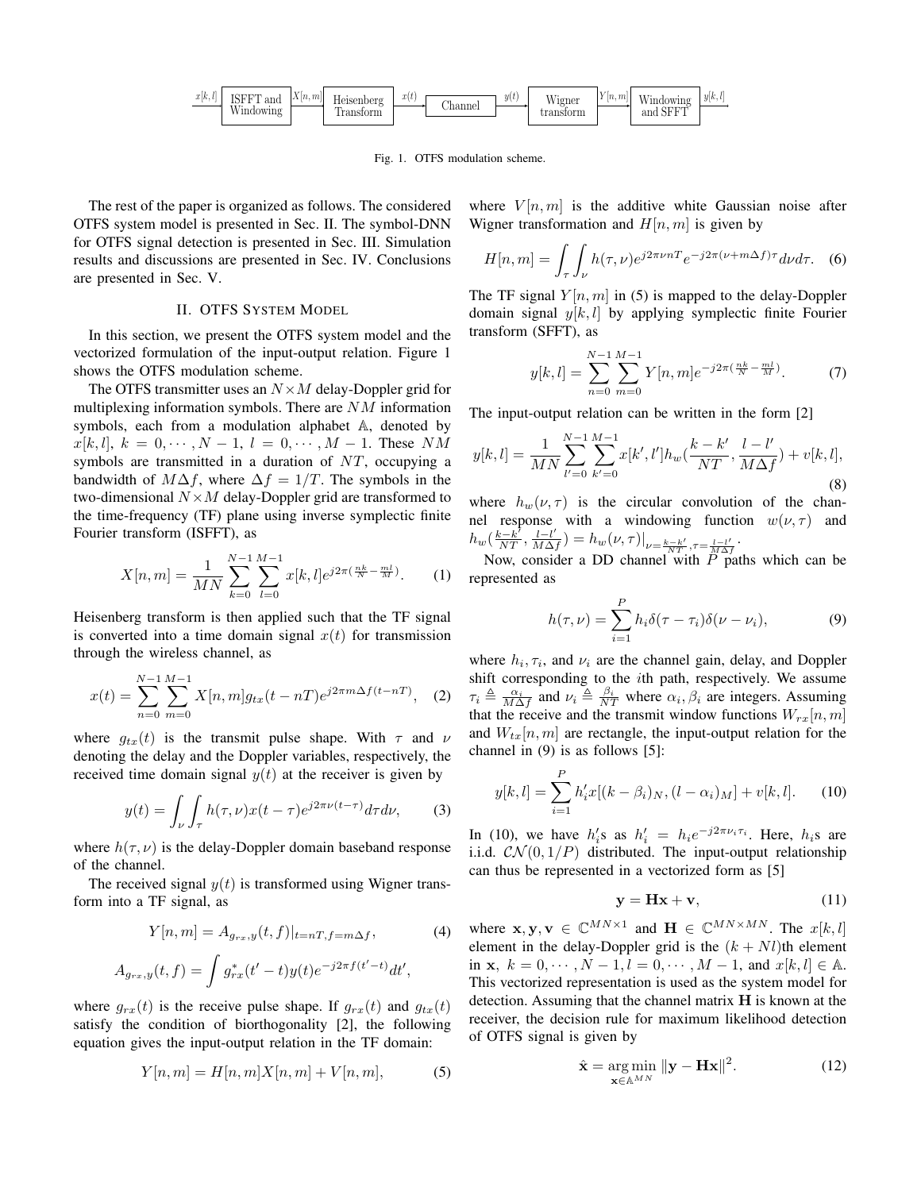$x[k,l]$ → ISFFT and Windowing → $X[n,m]$ → Heisenberg Transform → $x(t)$ → Channel → $y(t)$ → Wigner transform → $Y[n,m]$ → Windowing and SFFT → $y[k,l]$

Fig. 1. OTFS modulation scheme.

The rest of the paper is organized as follows. The considered OTFS system model is presented in Sec. II. The symbol-DNN for OTFS signal detection is presented in Sec. III. Simulation results and discussions are presented in Sec. IV. Conclusions are presented in Sec. V.

## II. OTFS System Model

In this section, we present the OTFS system model and the vectorized formulation of the input-output relation. Figure 1 shows the OTFS modulation scheme.

The OTFS transmitter uses an $N \times M$ delay-Doppler grid for multiplexing information symbols. There are $NM$ information symbols, each from a modulation alphabet $\mathbb{A}$, denoted by $x[k,l]$, $k = 0, \cdots, N-1$, $l = 0, \cdots, M-1$. These $NM$ symbols are transmitted in a duration of $NT$, occupying a bandwidth of $M\Delta f$, where $\Delta f = 1/T$. The symbols in the two-dimensional $N \times M$ delay-Doppler grid are transformed to the time-frequency (TF) plane using inverse symplectic finite Fourier transform (ISFFT), as

$$X[n,m] = \frac{1}{MN} \sum_{k=0}^{N-1} \sum_{l=0}^{M-1} x[k,l] e^{j2\pi(\frac{nk}{N} - \frac{ml}{M})}. \quad (1)$$

Heisenberg transform is then applied such that the TF signal is converted into a time domain signal $x(t)$ for transmission through the wireless channel, as

$$x(t) = \sum_{n=0}^{N-1} \sum_{m=0}^{M-1} X[n,m] g_{tx}(t - nT) e^{j2\pi m \Delta f (t-nT)}, \quad (2)$$

where $g_{tx}(t)$ is the transmit pulse shape. With $\tau$ and $\nu$ denoting the delay and the Doppler variables, respectively, the received time domain signal $y(t)$ at the receiver is given by

$$y(t) = \int_{\nu} \int_{\tau} h(\tau, \nu) x(t - \tau) e^{j2\pi\nu(t-\tau)} d\tau d\nu, \quad (3)$$

where $h(\tau, \nu)$ is the delay-Doppler domain baseband response of the channel.

The received signal $y(t)$ is transformed using Wigner transform into a TF signal, as

$$Y[n,m] = A_{g_{rx},y}(t,f)|_{t=nT, f=m\Delta f}, \quad (4)$$

$$A_{g_{rx},y}(t,f) = \int g_{rx}^*(t'-t) y(t) e^{-j2\pi f(t'-t)} dt',$$

where $g_{rx}(t)$ is the receive pulse shape. If $g_{rx}(t)$ and $g_{tx}(t)$ satisfy the condition of biorthogonality [2], the following equation gives the input-output relation in the TF domain:

$$Y[n,m] = H[n,m] X[n,m] + V[n,m], \quad (5)$$

where $V[n,m]$ is the additive white Gaussian noise after Wigner transformation and $H[n,m]$ is given by

$$H[n,m] = \int_{\tau} \int_{\nu} h(\tau,\nu) e^{j2\pi\nu nT} e^{-j2\pi(\nu + m\Delta f)\tau} d\nu d\tau. \quad (6)$$

The TF signal $Y[n,m]$ in (5) is mapped to the delay-Doppler domain signal $y[k,l]$ by applying symplectic finite Fourier transform (SFFT), as

$$y[k,l] = \sum_{n=0}^{N-1} \sum_{m=0}^{M-1} Y[n,m] e^{-j2\pi(\frac{nk}{N} - \frac{ml}{M})}. \quad (7)$$

The input-output relation can be written in the form [2]

$$y[k,l] = \frac{1}{MN} \sum_{l'=0}^{N-1} \sum_{k'=0}^{M-1} x[k',l'] h_w(\frac{k-k'}{NT}, \frac{l-l'}{M\Delta f}) + v[k,l], \quad (8)$$

where $h_w(\nu, \tau)$ is the circular convolution of the channel response with a windowing function $w(\nu, \tau)$ and $h_w(\frac{k-k'}{NT}, \frac{l-l'}{M\Delta f}) = h_w(\nu, \tau)|_{\nu = \frac{k-k'}{NT}, \tau = \frac{l-l'}{M\Delta f}}$.

Now, consider a DD channel with $P$ paths which can be represented as

$$h(\tau, \nu) = \sum_{i=1}^{P} h_i \delta(\tau - \tau_i) \delta(\nu - \nu_i), \quad (9)$$

where $h_i, \tau_i$, and $\nu_i$ are the channel gain, delay, and Doppler shift corresponding to the $i$th path, respectively. We assume $\tau_i \triangleq \frac{\alpha_i}{M\Delta f}$ and $\nu_i \triangleq \frac{\beta_i}{NT}$ where $\alpha_i, \beta_i$ are integers. Assuming that the receive and the transmit window functions $W_{rx}[n,m]$ and $W_{tx}[n,m]$ are rectangle, the input-output relation for the channel in (9) is as follows [5]:

$$y[k,l] = \sum_{i=1}^{P} h_i' x[(k - \beta_i)_N, (l - \alpha_i)_M] + v[k,l]. \quad (10)$$

In (10), we have $h_i'$s as $h_i' = h_i e^{-j2\pi\nu_i\tau_i}$. Here, $h_i$s are i.i.d. $\mathcal{CN}(0, 1/P)$ distributed. The input-output relationship can thus be represented in a vectorized form as [5]

$$\mathbf{y} = \mathbf{H}\mathbf{x} + \mathbf{v}, \quad (11)$$

where $\mathbf{x}, \mathbf{y}, \mathbf{v} \in \mathbb{C}^{MN \times 1}$ and $\mathbf{H} \in \mathbb{C}^{MN \times MN}$. The $x[k,l]$ element in the delay-Doppler grid is the $(k + Nl)$th element in $\mathbf{x}$, $k = 0, \cdots, N-1, l = 0, \cdots, M-1$, and $x[k,l] \in \mathbb{A}$. This vectorized representation is used as the system model for detection. Assuming that the channel matrix $\mathbf{H}$ is known at the receiver, the decision rule for maximum likelihood detection of OTFS signal is given by

$$\hat{\mathbf{x}} = \underset{\mathbf{x} \in \mathbb{A}^{MN}}{\arg\min} \|\mathbf{y} - \mathbf{H}\mathbf{x}\|^2. \quad (12)$$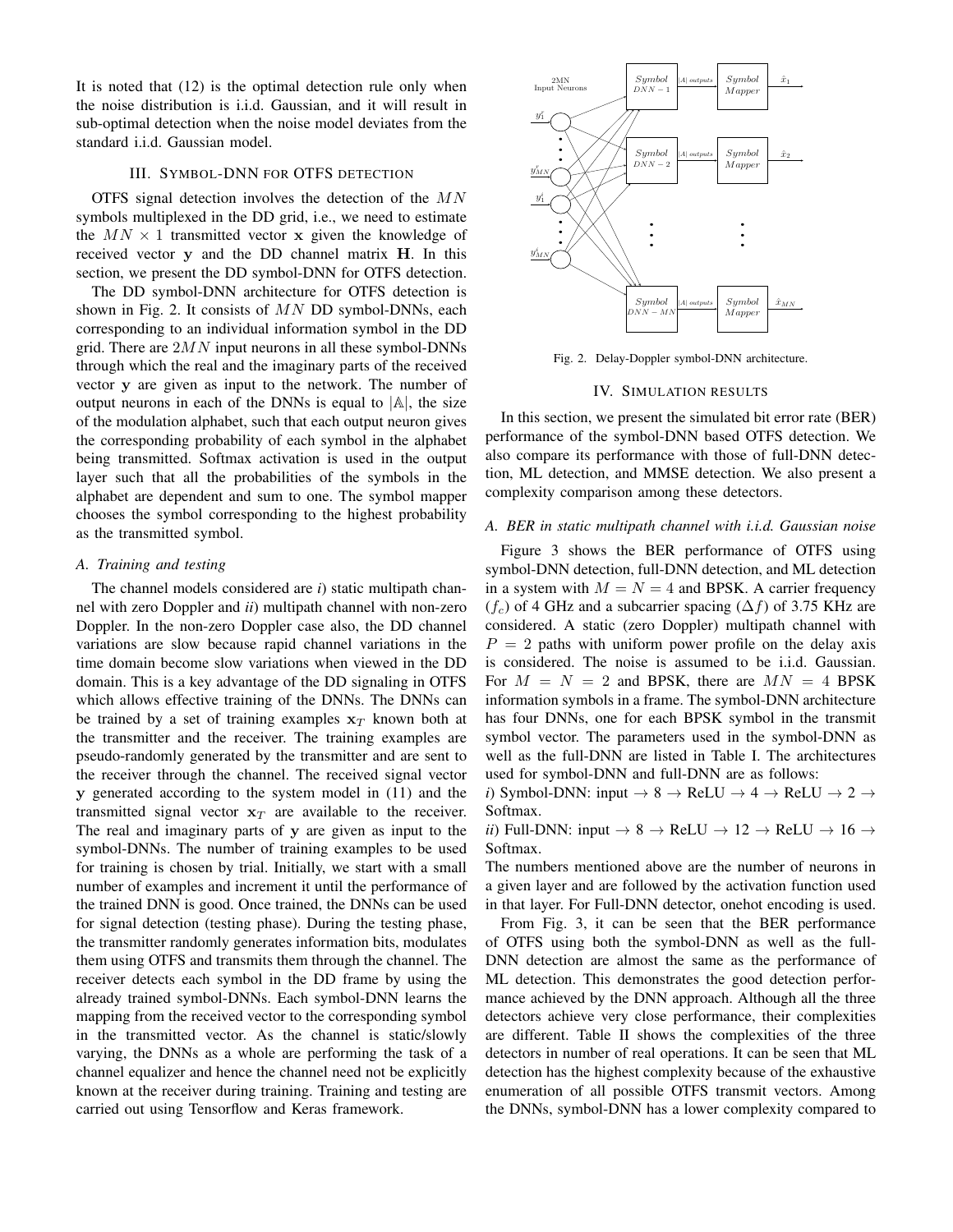It is noted that (12) is the optimal detection rule only when the noise distribution is i.i.d. Gaussian, and it will result in sub-optimal detection when the noise model deviates from the standard i.i.d. Gaussian model.

## III. Symbol-DNN for OTFS detection

OTFS signal detection involves the detection of the $MN$ symbols multiplexed in the DD grid, i.e., we need to estimate the $MN \times 1$ transmitted vector $\mathbf{x}$ given the knowledge of received vector $\mathbf{y}$ and the DD channel matrix $\mathbf{H}$. In this section, we present the DD symbol-DNN for OTFS detection.

The DD symbol-DNN architecture for OTFS detection is shown in Fig. 2. It consists of $MN$ DD symbol-DNNs, each corresponding to an individual information symbol in the DD grid. There are $2MN$ input neurons in all these symbol-DNNs through which the real and the imaginary parts of the received vector $\mathbf{y}$ are given as input to the network. The number of output neurons in each of the DNNs is equal to $|\mathbb{A}|$, the size of the modulation alphabet, such that each output neuron gives the corresponding probability of each symbol in the alphabet being transmitted. Softmax activation is used in the output layer such that all the probabilities of the symbols in the alphabet are dependent and sum to one. The symbol mapper chooses the symbol corresponding to the highest probability as the transmitted symbol.

### A. Training and testing

The channel models considered are *i*) static multipath channel with zero Doppler and *ii*) multipath channel with non-zero Doppler. In the non-zero Doppler case also, the DD channel variations are slow because rapid channel variations in the time domain become slow variations when viewed in the DD domain. This is a key advantage of the DD signaling in OTFS which allows effective training of the DNNs. The DNNs can be trained by a set of training examples $\mathbf{x}_T$ known both at the transmitter and the receiver. The training examples are pseudo-randomly generated by the transmitter and are sent to the receiver through the channel. The received signal vector $\mathbf{y}$ generated according to the system model in (11) and the transmitted signal vector $\mathbf{x}_T$ are available to the receiver. The real and imaginary parts of $\mathbf{y}$ are given as input to the symbol-DNNs. The number of training examples to be used for training is chosen by trial. Initially, we start with a small number of examples and increment it until the performance of the trained DNN is good. Once trained, the DNNs can be used for signal detection (testing phase). During the testing phase, the transmitter randomly generates information bits, modulates them using OTFS and transmits them through the channel. The receiver detects each symbol in the DD frame by using the already trained symbol-DNNs. Each symbol-DNN learns the mapping from the received vector to the corresponding symbol in the transmitted vector. As the channel is static/slowly varying, the DNNs as a whole are performing the task of a channel equalizer and hence the channel need not be explicitly known at the receiver during training. Training and testing are carried out using Tensorflow and Keras framework.

Fig. 2. Delay-Doppler symbol-DNN architecture.

## IV. Simulation results

In this section, we present the simulated bit error rate (BER) performance of the symbol-DNN based OTFS detection. We also compare its performance with those of full-DNN detection, ML detection, and MMSE detection. We also present a complexity comparison among these detectors.

### A. BER in static multipath channel with i.i.d. Gaussian noise

Figure 3 shows the BER performance of OTFS using symbol-DNN detection, full-DNN detection, and ML detection in a system with $M = N = 4$ and BPSK. A carrier frequency ($f_c$) of 4 GHz and a subcarrier spacing ($\Delta f$) of 3.75 KHz are considered. A static (zero Doppler) multipath channel with $P = 2$ paths with uniform power profile on the delay axis is considered. The noise is assumed to be i.i.d. Gaussian. For $M = N = 2$ and BPSK, there are $MN = 4$ BPSK information symbols in a frame. The symbol-DNN architecture has four DNNs, one for each BPSK symbol in the transmit symbol vector. The parameters used in the symbol-DNN as well as the full-DNN are listed in Table I. The architectures used for symbol-DNN and full-DNN are as follows:

*i*) Symbol-DNN: input → 8 → ReLU → 4 → ReLU → 2 → Softmax.

*ii*) Full-DNN: input → 8 → ReLU → 12 → ReLU → 16 → Softmax.

The numbers mentioned above are the number of neurons in a given layer and are followed by the activation function used in that layer. For Full-DNN detector, onehot encoding is used.

From Fig. 3, it can be seen that the BER performance of OTFS using both the symbol-DNN as well as the full-DNN detection are almost the same as the performance of ML detection. This demonstrates the good detection performance achieved by the DNN approach. Although all the three detectors achieve very close performance, their complexities are different. Table II shows the complexities of the three detectors in number of real operations. It can be seen that ML detection has the highest complexity because of the exhaustive enumeration of all possible OTFS transmit vectors. Among the DNNs, symbol-DNN has a lower complexity compared to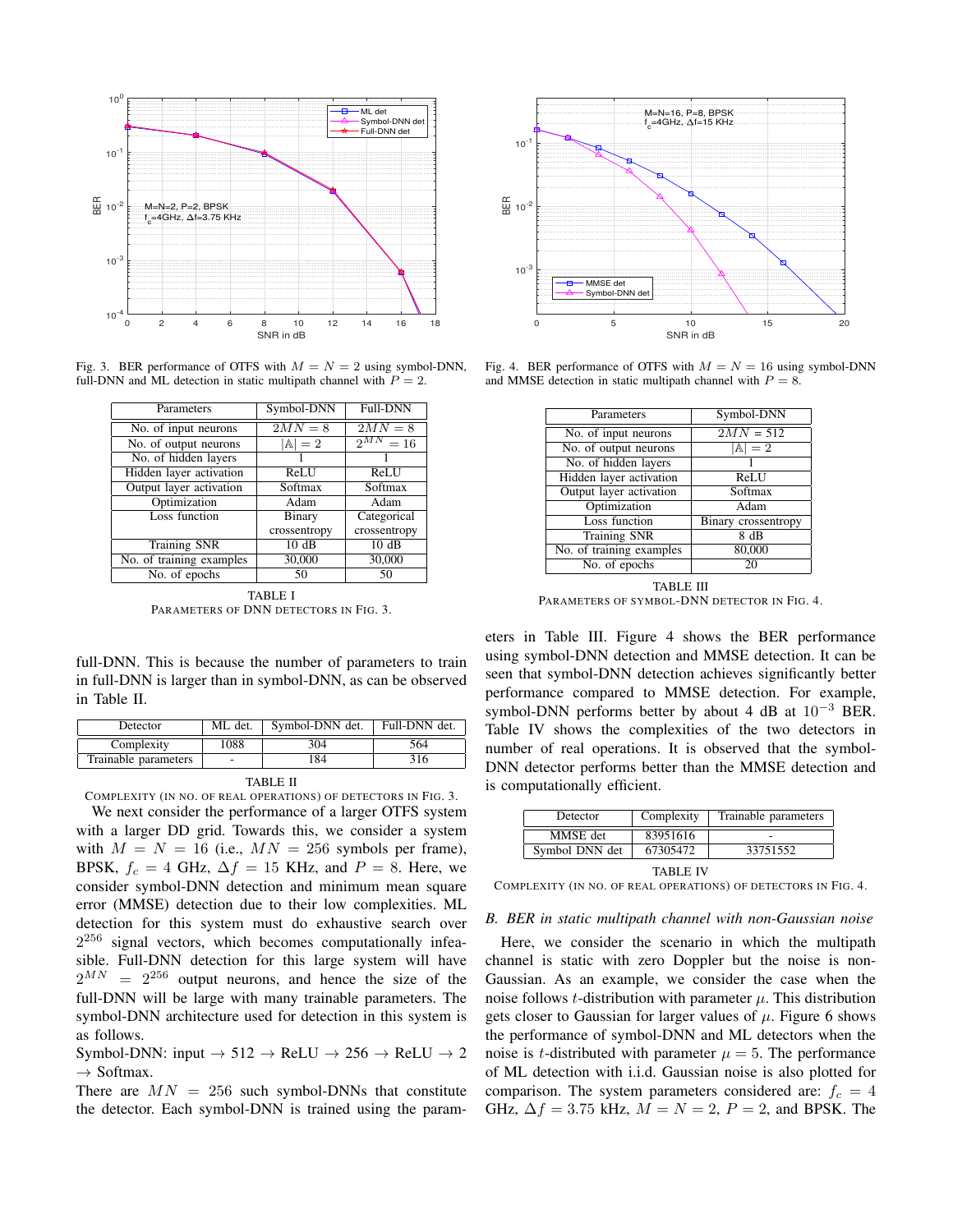Fig. 3. BER performance of OTFS with $M = N = 2$ using symbol-DNN, full-DNN and ML detection in static multipath channel with $P = 2$.

| Parameters | Symbol-DNN | Full-DNN |
|---|---|---|
| No. of input neurons | $2MN = 8$ | $2MN = 8$ |
| No. of output neurons | $\|\mathbb{A}\| = 2$ | $2^{MN} = 16$ |
| No. of hidden layers | 1 | 1 |
| Hidden layer activation | ReLU | ReLU |
| Output layer activation | Softmax | Softmax |
| Optimization | Adam | Adam |
| Loss function | Binary crossentropy | Categorical crossentropy |
| Training SNR | 10 dB | 10 dB |
| No. of training examples | 30,000 | 30,000 |
| No. of epochs | 50 | 50 |

TABLE I
PARAMETERS OF DNN DETECTORS IN FIG. 3.

full-DNN. This is because the number of parameters to train in full-DNN is larger than in symbol-DNN, as can be observed in Table II.

| Detector | ML det. | Symbol-DNN det. | Full-DNN det. |
|---|---|---|---|
| Complexity | 1088 | 304 | 564 |
| Trainable parameters | - | 184 | 316 |

TABLE II
COMPLEXITY (IN NO. OF REAL OPERATIONS) OF DETECTORS IN FIG. 3.

We next consider the performance of a larger OTFS system with a larger DD grid. Towards this, we consider a system with $M = N = 16$ (i.e., $MN = 256$ symbols per frame), BPSK, $f_c = 4$ GHz, $\Delta f = 15$ KHz, and $P = 8$. Here, we consider symbol-DNN detection and minimum mean square error (MMSE) detection due to their low complexities. ML detection for this system must do exhaustive search over $2^{256}$ signal vectors, which becomes computationally infeasible. Full-DNN detection for this large system will have $2^{MN} = 2^{256}$ output neurons, and hence the size of the full-DNN will be large with many trainable parameters. The symbol-DNN architecture used for detection in this system is as follows.

Symbol-DNN: input → 512 → ReLU → 256 → ReLU → 2 → Softmax.

There are $MN = 256$ such symbol-DNNs that constitute the detector. Each symbol-DNN is trained using the parameters in Table III. Figure 4 shows the BER performance using symbol-DNN detection and MMSE detection. It can be seen that symbol-DNN detection achieves significantly better performance compared to MMSE detection. For example, symbol-DNN performs better by about 4 dB at $10^{-3}$ BER. Table IV shows the complexities of the two detectors in number of real operations. It is observed that the symbol-DNN detector performs better than the MMSE detection and is computationally efficient.

Fig. 4. BER performance of OTFS with $M = N = 16$ using symbol-DNN and MMSE detection in static multipath channel with $P = 8$.

| Parameters | Symbol-DNN |
|---|---|
| No. of input neurons | $2MN = 512$ |
| No. of output neurons | $\|\mathbb{A}\| = 2$ |
| No. of hidden layers | 1 |
| Hidden layer activation | ReLU |
| Output layer activation | Softmax |
| Optimization | Adam |
| Loss function | Binary crossentropy |
| Training SNR | 8 dB |
| No. of training examples | 80,000 |
| No. of epochs | 20 |

TABLE III
PARAMETERS OF SYMBOL-DNN DETECTOR IN FIG. 4.

| Detector | Complexity | Trainable parameters |
|---|---|---|
| MMSE det | 83951616 | - |
| Symbol DNN det | 67305472 | 33751552 |

TABLE IV
COMPLEXITY (IN NO. OF REAL OPERATIONS) OF DETECTORS IN FIG. 4.

### B. BER in static multipath channel with non-Gaussian noise

Here, we consider the scenario in which the multipath channel is static with zero Doppler but the noise is non-Gaussian. As an example, we consider the case when the noise follows $t$-distribution with parameter $\mu$. This distribution gets closer to Gaussian for larger values of $\mu$. Figure 6 shows the performance of symbol-DNN and ML detectors when the noise is $t$-distributed with parameter $\mu = 5$. The performance of ML detection with i.i.d. Gaussian noise is also plotted for comparison. The system parameters considered are: $f_c = 4$ GHz, $\Delta f = 3.75$ kHz, $M = N = 2$, $P = 2$, and BPSK. The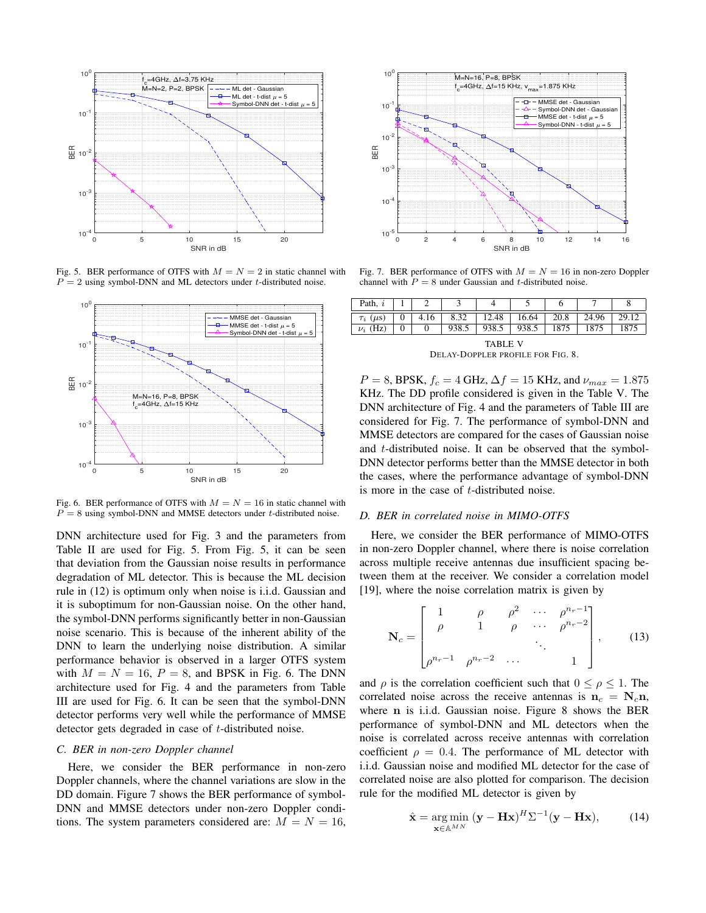Fig. 5. BER performance of OTFS with $M = N = 2$ in static channel with $P = 2$ using symbol-DNN and ML detectors under $t$-distributed noise.

Fig. 6. BER performance of OTFS with $M = N = 16$ in static channel with $P = 8$ using symbol-DNN and MMSE detectors under $t$-distributed noise.

DNN architecture used for Fig. 3 and the parameters from Table II are used for Fig. 5. From Fig. 5, it can be seen that deviation from the Gaussian noise results in performance degradation of ML detector. This is because the ML decision rule in (12) is optimum only when noise is i.i.d. Gaussian and it is suboptimum for non-Gaussian noise. On the other hand, the symbol-DNN performs significantly better in non-Gaussian noise scenario. This is because of the inherent ability of the DNN to learn the underlying noise distribution. A similar performance behavior is observed in a larger OTFS system with $M = N = 16$, $P = 8$, and BPSK in Fig. 6. The DNN architecture used for Fig. 4 and the parameters from Table III are used for Fig. 6. It can be seen that the symbol-DNN detector performs very well while the performance of MMSE detector gets degraded in case of $t$-distributed noise.

### C. BER in non-zero Doppler channel

Here, we consider the BER performance in non-zero Doppler channels, where the channel variations are slow in the DD domain. Figure 7 shows the BER performance of symbol-DNN and MMSE detectors under non-zero Doppler conditions. The system parameters considered are: $M = N = 16$, $P = 8$, BPSK, $f_c = 4$ GHz, $\Delta f = 15$ KHz, and $\nu_{max} = 1.875$ KHz. The DD profile considered is given in the Table V. The DNN architecture of Fig. 4 and the parameters of Table III are considered for Fig. 7. The performance of symbol-DNN and MMSE detectors are compared for the cases of Gaussian noise and $t$-distributed noise. It can be observed that the symbol-DNN detector performs better than the MMSE detector in both the cases, where the performance advantage of symbol-DNN is more in the case of $t$-distributed noise.

Fig. 7. BER performance of OTFS with $M = N = 16$ in non-zero Doppler channel with $P = 8$ under Gaussian and $t$-distributed noise.

| Path, $i$ | 1 | 2 | 3 | 4 | 5 | 6 | 7 | 8 |
|---|---|---|---|---|---|---|---|---|
| $\tau_i$ ($\mu s$) | 0 | 4.16 | 8.32 | 12.48 | 16.64 | 20.8 | 24.96 | 29.12 |
| $\nu_i$ (Hz) | 0 | 0 | 938.5 | 938.5 | 938.5 | 1875 | 1875 | 1875 |

TABLE V
DELAY-DOPPLER PROFILE FOR FIG. 8.

### D. BER in correlated noise in MIMO-OTFS

Here, we consider the BER performance of MIMO-OTFS in non-zero Doppler channel, where there is noise correlation across multiple receive antennas due insufficient spacing between them at the receiver. We consider a correlation model [19], where the noise correlation matrix is given by

$$\mathbf{N}_c = \begin{bmatrix} 1 & \rho & \rho^2 & \cdots & \rho^{n_r-1} \\ \rho & 1 & \rho & \cdots & \rho^{n_r-2} \\ & & & \ddots & \\ \rho^{n_r-1} & \rho^{n_r-2} & \cdots & & 1 \end{bmatrix}, \tag{13}$$

and $\rho$ is the correlation coefficient such that $0 \leq \rho \leq 1$. The correlated noise across the receive antennas is $\mathbf{n}_c = \mathbf{N}_c \mathbf{n}$, where $\mathbf{n}$ is i.i.d. Gaussian noise. Figure 8 shows the BER performance of symbol-DNN and ML detectors when the noise is correlated across receive antennas with correlation coefficient $\rho = 0.4$. The performance of ML detector with i.i.d. Gaussian noise and modified ML detector for the case of correlated noise are also plotted for comparison. The decision rule for the modified ML detector is given by

$$\hat{\mathbf{x}} = \underset{\mathbf{x} \in \mathbb{A}^{MN}}{\arg\min} \, (\mathbf{y} - \mathbf{H}\mathbf{x})^H \Sigma^{-1} (\mathbf{y} - \mathbf{H}\mathbf{x}), \tag{14}$$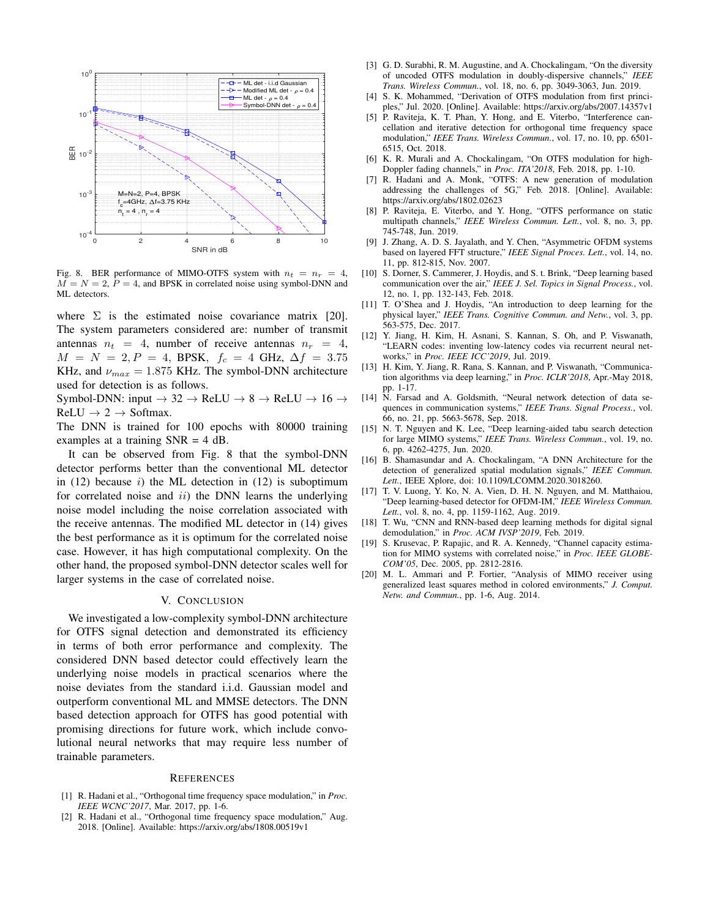$10^0$

$10^{-1}$

$10^{-2}$

$10^{-3}$

$10^{-4}$

BER

0 2 4 6 8 10

SNR in dB

ML det - i.i.d Gaussian

Modified ML det - $\rho = 0.4$

ML det - $\rho = 0.4$

Symbol-DNN det - $\rho = 0.4$

M=N=2, P=4, BPSK

$f_c$=4GHz, $\Delta$f=3.75 KHz

$n_t$ = 4 , $n_r$ = 4

Fig. 8. BER performance of MIMO-OTFS system with $n_t = n_r = 4$, $M = N = 2$, $P = 4$, and BPSK in correlated noise using symbol-DNN and ML detectors.

where $\Sigma$ is the estimated noise covariance matrix [20]. The system parameters considered are: number of transmit antennas $n_t = 4$, number of receive antennas $n_r = 4$, $M = N = 2, P = 4$, BPSK, $f_c = 4$ GHz, $\Delta f = 3.75$ KHz, and $\nu_{max} = 1.875$ KHz. The symbol-DNN architecture used for detection is as follows.

Symbol-DNN: input $\rightarrow$ 32 $\rightarrow$ ReLU $\rightarrow$ 8 $\rightarrow$ ReLU $\rightarrow$ 16 $\rightarrow$ ReLU $\rightarrow$ 2 $\rightarrow$ Softmax.

The DNN is trained for 100 epochs with 80000 training examples at a training SNR = 4 dB.

It can be observed from Fig. 8 that the symbol-DNN detector performs better than the conventional ML detector in (12) because $i$) the ML detection in (12) is suboptimum for correlated noise and $ii$) the DNN learns the underlying noise model including the noise correlation associated with the receive antennas. The modified ML detector in (14) gives the best performance as it is optimum for the correlated noise case. However, it has high computational complexity. On the other hand, the proposed symbol-DNN detector scales well for larger systems in the case of correlated noise.

## V. Conclusion

We investigated a low-complexity symbol-DNN architecture for OTFS signal detection and demonstrated its efficiency in terms of both error performance and complexity. The considered DNN based detector could effectively learn the underlying noise models in practical scenarios where the noise deviates from the standard i.i.d. Gaussian model and outperform conventional ML and MMSE detectors. The DNN based detection approach for OTFS has good potential with promising directions for future work, which include convolutional neural networks that may require less number of trainable parameters.

## References

[1] R. Hadani et al., "Orthogonal time frequency space modulation," in *Proc. IEEE WCNC'2017*, Mar. 2017, pp. 1-6.

[2] R. Hadani et al., "Orthogonal time frequency space modulation," Aug. 2018. [Online]. Available: https://arxiv.org/abs/1808.00519v1

[3] G. D. Surabhi, R. M. Augustine, and A. Chockalingam, "On the diversity of uncoded OTFS modulation in doubly-dispersive channels," *IEEE Trans. Wireless Commun.*, vol. 18, no. 6, pp. 3049-3063, Jun. 2019.

[4] S. K. Mohammed, "Derivation of OTFS modulation from first principles," Jul. 2020. [Online]. Available: https://arxiv.org/abs/2007.14357v1

[5] P. Raviteja, K. T. Phan, Y. Hong, and E. Viterbo, "Interference cancellation and iterative detection for orthogonal time frequency space modulation," *IEEE Trans. Wireless Commun.*, vol. 17, no. 10, pp. 6501-6515, Oct. 2018.

[6] K. R. Murali and A. Chockalingam, "On OTFS modulation for high-Doppler fading channels," in *Proc. ITA'2018*, Feb. 2018, pp. 1-10.

[7] R. Hadani and A. Monk, "OTFS: A new generation of modulation addressing the challenges of 5G," Feb. 2018. [Online]. Available: https://arxiv.org/abs/1802.02623

[8] P. Raviteja, E. Viterbo, and Y. Hong, "OTFS performance on static multipath channels," *IEEE Wireless Commun. Lett.*, vol. 8, no. 3, pp. 745-748, Jun. 2019.

[9] J. Zhang, A. D. S. Jayalath, and Y. Chen, "Asymmetric OFDM systems based on layered FFT structure," *IEEE Signal Proces. Lett.*, vol. 14, no. 11, pp. 812-815, Nov. 2007.

[10] S. Dorner, S. Cammerer, J. Hoydis, and S. t. Brink, "Deep learning based communication over the air," *IEEE J. Sel. Topics in Signal Process.*, vol. 12, no. 1, pp. 132-143, Feb. 2018.

[11] T. O'Shea and J. Hoydis, "An introduction to deep learning for the physical layer," *IEEE Trans. Cognitive Commun. and Netw.*, vol. 3, pp. 563-575, Dec. 2017.

[12] Y. Jiang, H. Kim, H. Asnani, S. Kannan, S. Oh, and P. Viswanath, "LEARN codes: inventing low-latency codes via recurrent neural networks," in *Proc. IEEE ICC'2019*, Jul. 2019.

[13] H. Kim, Y. Jiang, R. Rana, S. Kannan, and P. Viswanath, "Communication algorithms via deep learning," in *Proc. ICLR'2018*, Apr.-May 2018, pp. 1-17.

[14] N. Farsad and A. Goldsmith, "Neural network detection of data sequences in communication systems," *IEEE Trans. Signal Process.*, vol. 66, no. 21, pp. 5663-5678, Sep. 2018.

[15] N. T. Nguyen and K. Lee, "Deep learning-aided tabu search detection for large MIMO systems," *IEEE Trans. Wireless Commun.*, vol. 19, no. 6, pp. 4262-4275, Jun. 2020.

[16] B. Shamasundar and A. Chockalingam, "A DNN Architecture for the detection of generalized spatial modulation signals," *IEEE Commun. Lett.*, IEEE Xplore, doi: 10.1109/LCOMM.2020.3018260.

[17] T. V. Luong, Y. Ko, N. A. Vien, D. H. N. Nguyen, and M. Matthaiou, "Deep learning-based detector for OFDM-IM," *IEEE Wireless Commun. Lett.*, vol. 8, no. 4, pp. 1159-1162, Aug. 2019.

[18] T. Wu, "CNN and RNN-based deep learning methods for digital signal demodulation," in *Proc. ACM IVSP'2019*, Feb. 2019.

[19] S. Krusevac, P. Rapajic, and R. A. Kennedy, "Channel capacity estimation for MIMO systems with correlated noise," in *Proc. IEEE GLOBECOM'05*, Dec. 2005, pp. 2812-2816.

[20] M. L. Ammari and P. Fortier, "Analysis of MIMO receiver using generalized least squares method in colored environments," *J. Comput. Netw. and Commun.*, pp. 1-6, Aug. 2014.